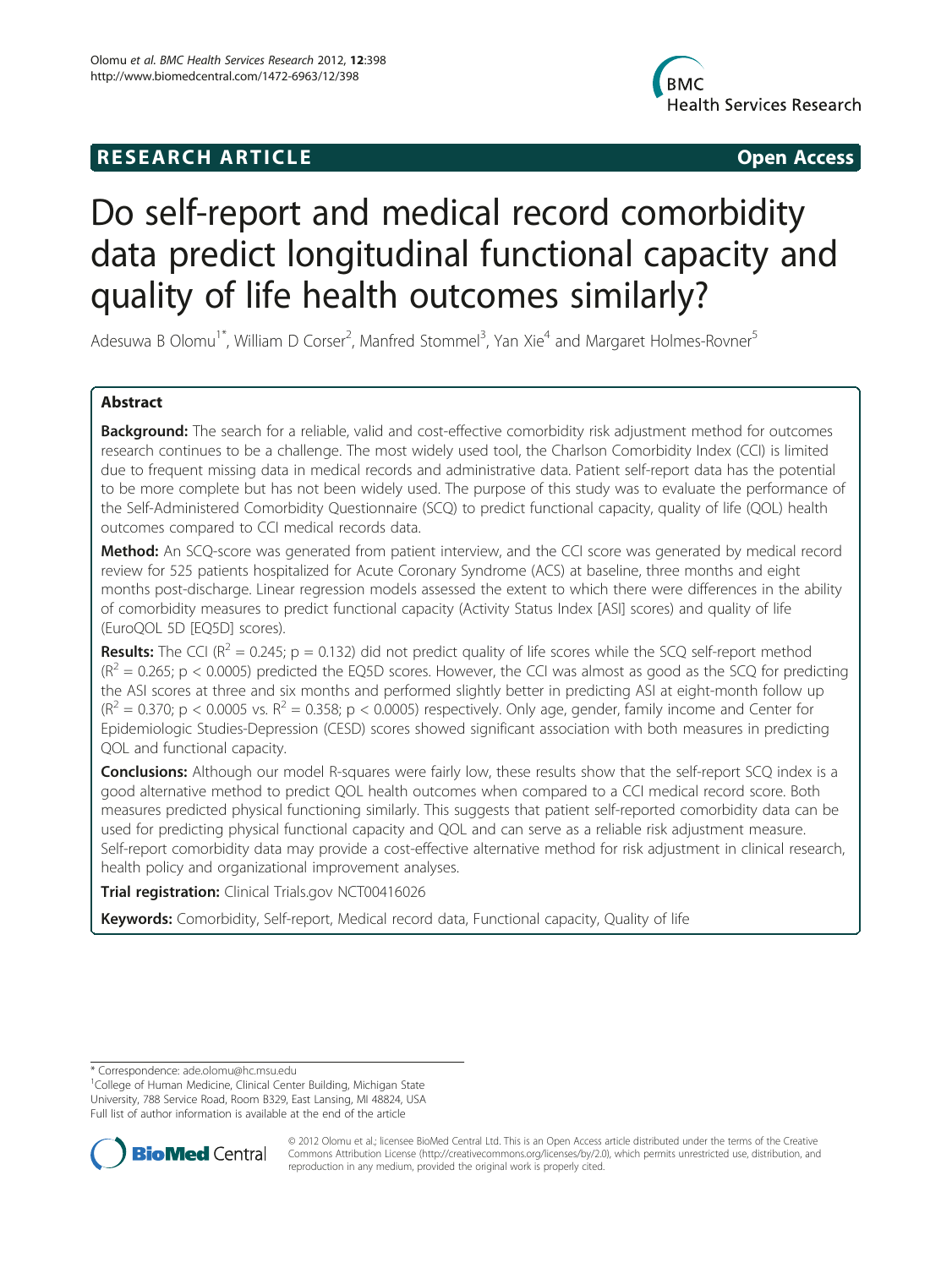**RESEARCH ARTICLE** **Open Access**

# Do self-report and medical record comorbidity data predict longitudinal functional capacity and quality of life health outcomes similarly?

Adesuwa B Olomu[1*], William D Corser[2], Manfred Stommel[3], Yan Xie[4] and Margaret Holmes-Rovner[5]

## Abstract

**Background:** The search for a reliable, valid and cost-effective comorbidity risk adjustment method for outcomes research continues to be a challenge. The most widely used tool, the Charlson Comorbidity Index (CCI) is limited due to frequent missing data in medical records and administrative data. Patient self-report data has the potential to be more complete but has not been widely used. The purpose of this study was to evaluate the performance of the Self-Administered Comorbidity Questionnaire (SCQ) to predict functional capacity, quality of life (QOL) health outcomes compared to CCI medical records data.

**Method:** An SCQ-score was generated from patient interview, and the CCI score was generated by medical record review for 525 patients hospitalized for Acute Coronary Syndrome (ACS) at baseline, three months and eight months post-discharge. Linear regression models assessed the extent to which there were differences in the ability of comorbidity measures to predict functional capacity (Activity Status Index [ASI] scores) and quality of life (EuroQOL 5D [EQ5D] scores).

**Results:** The CCI ($R^2 = 0.245$; $p = 0.132$) did not predict quality of life scores while the SCQ self-report method ($R^2 = 0.265$; $p < 0.0005$) predicted the EQ5D scores. However, the CCI was almost as good as the SCQ for predicting the ASI scores at three and six months and performed slightly better in predicting ASI at eight-month follow up ($R^2 = 0.370$; $p < 0.0005$ vs. $R^2 = 0.358$; $p < 0.0005$) respectively. Only age, gender, family income and Center for Epidemiologic Studies-Depression (CESD) scores showed significant association with both measures in predicting QOL and functional capacity.

**Conclusions:** Although our model R-squares were fairly low, these results show that the self-report SCQ index is a good alternative method to predict QOL health outcomes when compared to a CCI medical record score. Both measures predicted physical functioning similarly. This suggests that patient self-reported comorbidity data can be used for predicting physical functional capacity and QOL and can serve as a reliable risk adjustment measure. Self-report comorbidity data may provide a cost-effective alternative method for risk adjustment in clinical research, health policy and organizational improvement analyses.

**Trial registration:** Clinical Trials.gov NCT00416026

**Keywords:** Comorbidity, Self-report, Medical record data, Functional capacity, Quality of life

---

* Correspondence: ade.olomu@hc.msu.edu
[1]College of Human Medicine, Clinical Center Building, Michigan State University, 788 Service Road, Room B329, East Lansing, MI 48824, USA
Full list of author information is available at the end of the article

© 2012 Olomu et al.; licensee BioMed Central Ltd. This is an Open Access article distributed under the terms of the Creative Commons Attribution License (http://creativecommons.org/licenses/by/2.0), which permits unrestricted use, distribution, and reproduction in any medium, provided the original work is properly cited.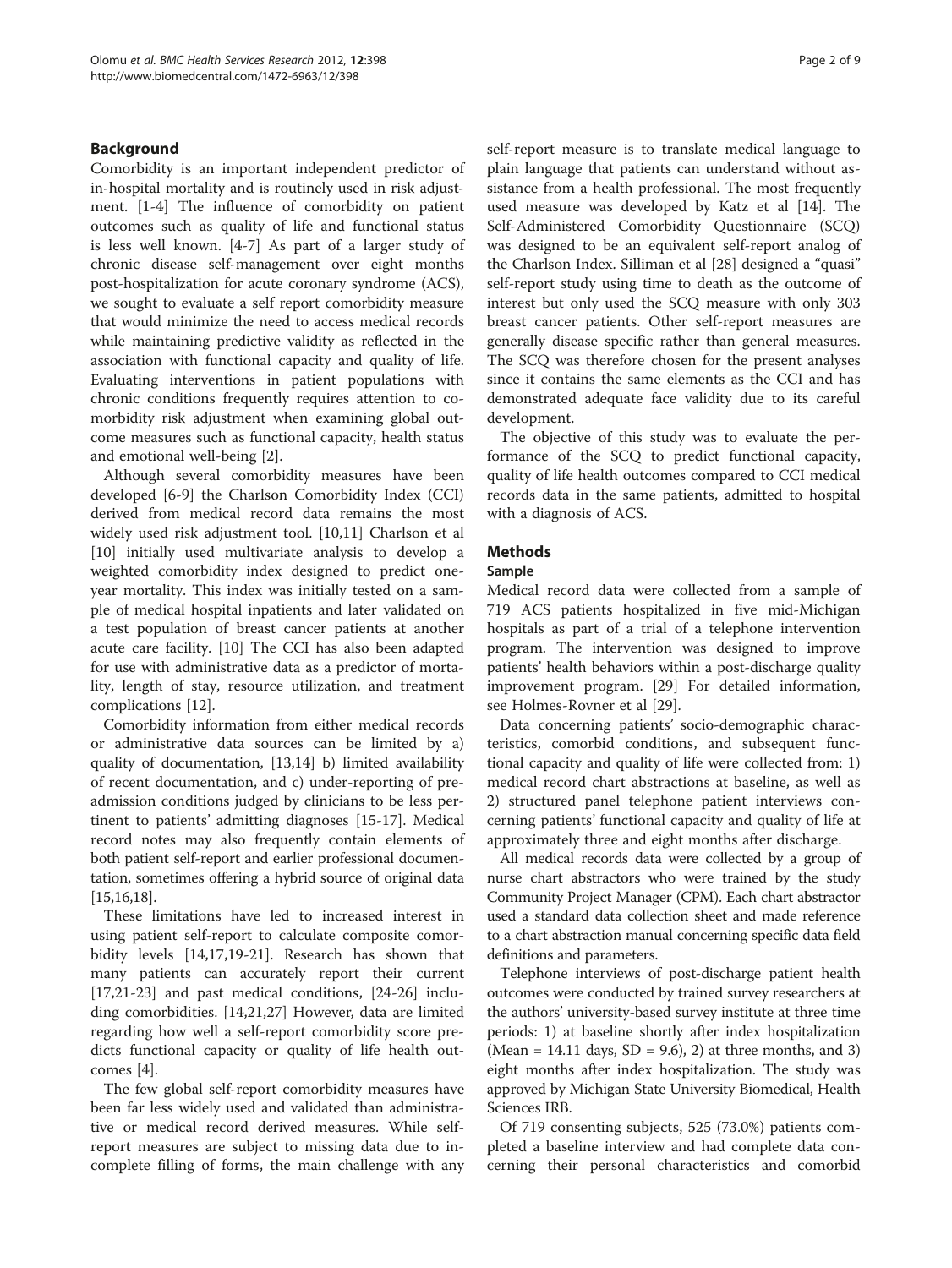## Background

Comorbidity is an important independent predictor of in-hospital mortality and is routinely used in risk adjustment. [1-4] The influence of comorbidity on patient outcomes such as quality of life and functional status is less well known. [4-7] As part of a larger study of chronic disease self-management over eight months post-hospitalization for acute coronary syndrome (ACS), we sought to evaluate a self report comorbidity measure that would minimize the need to access medical records while maintaining predictive validity as reflected in the association with functional capacity and quality of life. Evaluating interventions in patient populations with chronic conditions frequently requires attention to comorbidity risk adjustment when examining global outcome measures such as functional capacity, health status and emotional well-being [2].

Although several comorbidity measures have been developed [6-9] the Charlson Comorbidity Index (CCI) derived from medical record data remains the most widely used risk adjustment tool. [10,11] Charlson et al [10] initially used multivariate analysis to develop a weighted comorbidity index designed to predict one-year mortality. This index was initially tested on a sample of medical hospital inpatients and later validated on a test population of breast cancer patients at another acute care facility. [10] The CCI has also been adapted for use with administrative data as a predictor of mortality, length of stay, resource utilization, and treatment complications [12].

Comorbidity information from either medical records or administrative data sources can be limited by a) quality of documentation, [13,14] b) limited availability of recent documentation, and c) under-reporting of pre-admission conditions judged by clinicians to be less pertinent to patients' admitting diagnoses [15-17]. Medical record notes may also frequently contain elements of both patient self-report and earlier professional documentation, sometimes offering a hybrid source of original data [15,16,18].

These limitations have led to increased interest in using patient self-report to calculate composite comorbidity levels [14,17,19-21]. Research has shown that many patients can accurately report their current [17,21-23] and past medical conditions, [24-26] including comorbidities. [14,21,27] However, data are limited regarding how well a self-report comorbidity score predicts functional capacity or quality of life health outcomes [4].

The few global self-report comorbidity measures have been far less widely used and validated than administrative or medical record derived measures. While self-report measures are subject to missing data due to incomplete filling of forms, the main challenge with any self-report measure is to translate medical language to plain language that patients can understand without assistance from a health professional. The most frequently used measure was developed by Katz et al [14]. The Self-Administered Comorbidity Questionnaire (SCQ) was designed to be an equivalent self-report analog of the Charlson Index. Silliman et al [28] designed a "quasi" self-report study using time to death as the outcome of interest but only used the SCQ measure with only 303 breast cancer patients. Other self-report measures are generally disease specific rather than general measures. The SCQ was therefore chosen for the present analyses since it contains the same elements as the CCI and has demonstrated adequate face validity due to its careful development.

The objective of this study was to evaluate the performance of the SCQ to predict functional capacity, quality of life health outcomes compared to CCI medical records data in the same patients, admitted to hospital with a diagnosis of ACS.

## Methods

### Sample

Medical record data were collected from a sample of 719 ACS patients hospitalized in five mid-Michigan hospitals as part of a trial of a telephone intervention program. The intervention was designed to improve patients' health behaviors within a post-discharge quality improvement program. [29] For detailed information, see Holmes-Rovner et al [29].

Data concerning patients' socio-demographic characteristics, comorbid conditions, and subsequent functional capacity and quality of life were collected from: 1) medical record chart abstractions at baseline, as well as 2) structured panel telephone patient interviews concerning patients' functional capacity and quality of life at approximately three and eight months after discharge.

All medical records data were collected by a group of nurse chart abstractors who were trained by the study Community Project Manager (CPM). Each chart abstractor used a standard data collection sheet and made reference to a chart abstraction manual concerning specific data field definitions and parameters.

Telephone interviews of post-discharge patient health outcomes were conducted by trained survey researchers at the authors' university-based survey institute at three time periods: 1) at baseline shortly after index hospitalization (Mean = 14.11 days, SD = 9.6), 2) at three months, and 3) eight months after index hospitalization. The study was approved by Michigan State University Biomedical, Health Sciences IRB.

Of 719 consenting subjects, 525 (73.0%) patients completed a baseline interview and had complete data concerning their personal characteristics and comorbid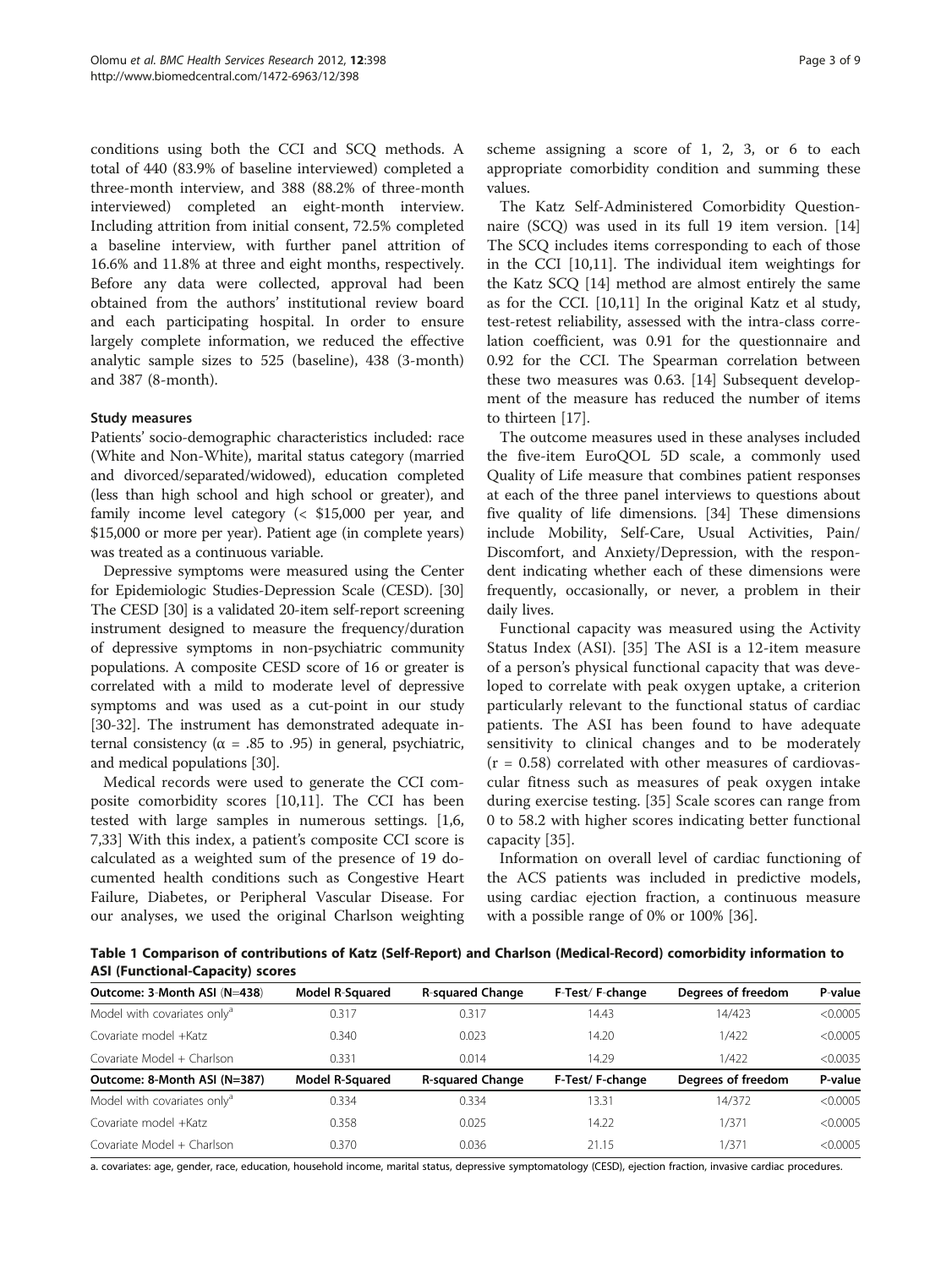conditions using both the CCI and SCQ methods. A total of 440 (83.9% of baseline interviewed) completed a three-month interview, and 388 (88.2% of three-month interviewed) completed an eight-month interview. Including attrition from initial consent, 72.5% completed a baseline interview, with further panel attrition of 16.6% and 11.8% at three and eight months, respectively. Before any data were collected, approval had been obtained from the authors' institutional review board and each participating hospital. In order to ensure largely complete information, we reduced the effective analytic sample sizes to 525 (baseline), 438 (3-month) and 387 (8-month).

### Study measures

Patients' socio-demographic characteristics included: race (White and Non-White), marital status category (married and divorced/separated/widowed), education completed (less than high school and high school or greater), and family income level category (< $15,000 per year, and $15,000 or more per year). Patient age (in complete years) was treated as a continuous variable.

Depressive symptoms were measured using the Center for Epidemiologic Studies-Depression Scale (CESD). [30] The CESD [30] is a validated 20-item self-report screening instrument designed to measure the frequency/duration of depressive symptoms in non-psychiatric community populations. A composite CESD score of 16 or greater is correlated with a mild to moderate level of depressive symptoms and was used as a cut-point in our study [30-32]. The instrument has demonstrated adequate internal consistency ($\alpha$ = .85 to .95) in general, psychiatric, and medical populations [30].

Medical records were used to generate the CCI composite comorbidity scores [10,11]. The CCI has been tested with large samples in numerous settings. [1,6,7,33] With this index, a patient's composite CCI score is calculated as a weighted sum of the presence of 19 documented health conditions such as Congestive Heart Failure, Diabetes, or Peripheral Vascular Disease. For our analyses, we used the original Charlson weighting scheme assigning a score of 1, 2, 3, or 6 to each appropriate comorbidity condition and summing these values.

The Katz Self-Administered Comorbidity Questionnaire (SCQ) was used in its full 19 item version. [14] The SCQ includes items corresponding to each of those in the CCI [10,11]. The individual item weightings for the Katz SCQ [14] method are almost entirely the same as for the CCI. [10,11] In the original Katz et al study, test-retest reliability, assessed with the intra-class correlation coefficient, was 0.91 for the questionnaire and 0.92 for the CCI. The Spearman correlation between these two measures was 0.63. [14] Subsequent development of the measure has reduced the number of items to thirteen [17].

The outcome measures used in these analyses included the five-item EuroQOL 5D scale, a commonly used Quality of Life measure that combines patient responses at each of the three panel interviews to questions about five quality of life dimensions. [34] These dimensions include Mobility, Self-Care, Usual Activities, Pain/Discomfort, and Anxiety/Depression, with the respondent indicating whether each of these dimensions were frequently, occasionally, or never, a problem in their daily lives.

Functional capacity was measured using the Activity Status Index (ASI). [35] The ASI is a 12-item measure of a person's physical functional capacity that was developed to correlate with peak oxygen uptake, a criterion particularly relevant to the functional status of cardiac patients. The ASI has been found to have adequate sensitivity to clinical changes and to be moderately ($r$ = 0.58) correlated with other measures of cardiovascular fitness such as measures of peak oxygen intake during exercise testing. [35] Scale scores can range from 0 to 58.2 with higher scores indicating better functional capacity [35].

Information on overall level of cardiac functioning of the ACS patients was included in predictive models, using cardiac ejection fraction, a continuous measure with a possible range of 0% or 100% [36].

**Table 1 Comparison of contributions of Katz (Self-Report) and Charlson (Medical-Record) comorbidity information to ASI (Functional-Capacity) scores**

| Outcome: 3-Month ASI (N=438) | Model R-Squared | R-squared Change | F-Test/ F-change | Degrees of freedom | P-value |
|---|---|---|---|---|---|
| Model with covariates only[a] | 0.317 | 0.317 | 14.43 | 14/423 | <0.0005 |
| Covariate model +Katz | 0.340 | 0.023 | 14.20 | 1/422 | <0.0005 |
| Covariate Model + Charlson | 0.331 | 0.014 | 14.29 | 1/422 | <0.0035 |
| **Outcome: 8-Month ASI (N=387)** | **Model R-Squared** | **R-squared Change** | **F-Test/ F-change** | **Degrees of freedom** | **P-value** |
| Model with covariates only[a] | 0.334 | 0.334 | 13.31 | 14/372 | <0.0005 |
| Covariate model +Katz | 0.358 | 0.025 | 14.22 | 1/371 | <0.0005 |
| Covariate Model + Charlson | 0.370 | 0.036 | 21.15 | 1/371 | <0.0005 |

a. covariates: age, gender, race, education, household income, marital status, depressive symptomatology (CESD), ejection fraction, invasive cardiac procedures.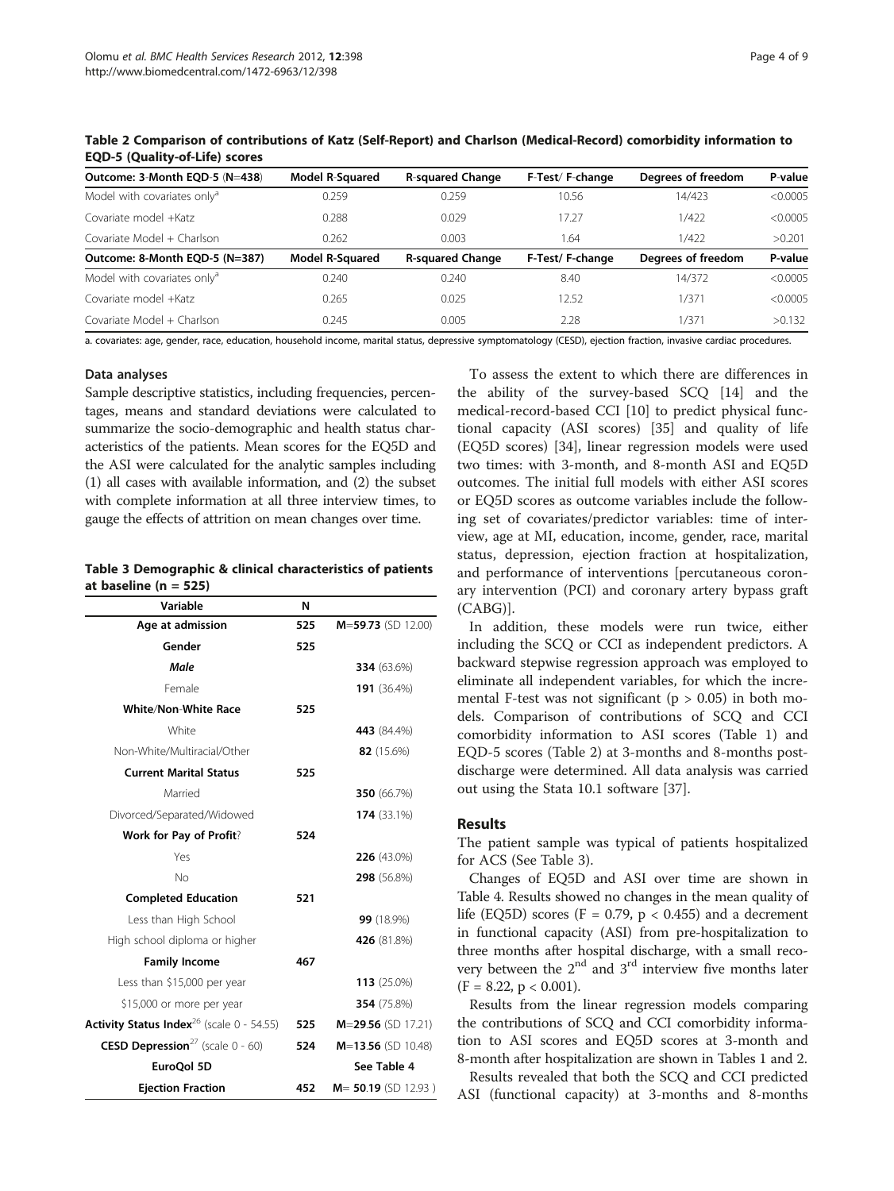**Table 2 Comparison of contributions of Katz (Self-Report) and Charlson (Medical-Record) comorbidity information to EQD-5 (Quality-of-Life) scores**

| Outcome: 3-Month EQD-5 (N=438) | Model R-Squared | R-squared Change | F-Test/ F-change | Degrees of freedom | P-value |
|---|---|---|---|---|---|
| Model with covariates only[a] | 0.259 | 0.259 | 10.56 | 14/423 | <0.0005 |
| Covariate model +Katz | 0.288 | 0.029 | 17.27 | 1/422 | <0.0005 |
| Covariate Model + Charlson | 0.262 | 0.003 | 1.64 | 1/422 | >0.201 |
| **Outcome: 8-Month EQD-5 (N=387)** | **Model R-Squared** | **R-squared Change** | **F-Test/ F-change** | **Degrees of freedom** | **P-value** |
| Model with covariates only[a] | 0.240 | 0.240 | 8.40 | 14/372 | <0.0005 |
| Covariate model +Katz | 0.265 | 0.025 | 12.52 | 1/371 | <0.0005 |
| Covariate Model + Charlson | 0.245 | 0.005 | 2.28 | 1/371 | >0.132 |

a. covariates: age, gender, race, education, household income, marital status, depressive symptomatology (CESD), ejection fraction, invasive cardiac procedures.

### Data analyses

Sample descriptive statistics, including frequencies, percentages, means and standard deviations were calculated to summarize the socio-demographic and health status characteristics of the patients. Mean scores for the EQ5D and the ASI were calculated for the analytic samples including (1) all cases with available information, and (2) the subset with complete information at all three interview times, to gauge the effects of attrition on mean changes over time.

**Table 3 Demographic & clinical characteristics of patients at baseline (n = 525)**

| Variable | N | |
|---|---|---|
| **Age at admission** | **525** | M=**59.73** (SD 12.00) |
| **Gender** | **525** | |
| ***Male*** | | **334** (63.6%) |
| Female | | **191** (36.4%) |
| **White/Non-White Race** | **525** | |
| White | | **443** (84.4%) |
| Non-White/Multiracial/Other | | **82** (15.6%) |
| **Current Marital Status** | **525** | |
| Married | | **350** (66.7%) |
| Divorced/Separated/Widowed | | **174** (33.1%) |
| **Work for Pay of Profit?** | **524** | |
| Yes | | **226** (43.0%) |
| No | | **298** (56.8%) |
| **Completed Education** | **521** | |
| Less than High School | | **99** (18.9%) |
| High school diploma or higher | | **426** (81.8%) |
| **Family Income** | **467** | |
| Less than $15,000 per year | | **113** (25.0%) |
| $15,000 or more per year | | **354** (75.8%) |
| **Activity Status Index**[26] (scale 0 - 54.55) | **525** | M=**29.56** (SD 17.21) |
| **CESD Depression**[27] (scale 0 - 60) | **524** | M=**13.56** (SD 10.48) |
| **EuroQol 5D** | | See Table 4 |
| **Ejection Fraction** | **452** | M= **50.19** (SD 12.93 ) |

To assess the extent to which there are differences in the ability of the survey-based SCQ [14] and the medical-record-based CCI [10] to predict physical functional capacity (ASI scores) [35] and quality of life (EQ5D scores) [34], linear regression models were used two times: with 3-month, and 8-month ASI and EQ5D outcomes. The initial full models with either ASI scores or EQ5D scores as outcome variables include the following set of covariates/predictor variables: time of interview, age at MI, education, income, gender, race, marital status, depression, ejection fraction at hospitalization, and performance of interventions [percutaneous coronary intervention (PCI) and coronary artery bypass graft (CABG)].

In addition, these models were run twice, either including the SCQ or CCI as independent predictors. A backward stepwise regression approach was employed to eliminate all independent variables, for which the incremental F-test was not significant ($p > 0.05$) in both models. Comparison of contributions of SCQ and CCI comorbidity information to ASI scores (Table 1) and EQD-5 scores (Table 2) at 3-months and 8-months post-discharge were determined. All data analysis was carried out using the Stata 10.1 software [37].

## Results

The patient sample was typical of patients hospitalized for ACS (See Table 3).

Changes of EQ5D and ASI over time are shown in Table 4. Results showed no changes in the mean quality of life (EQ5D) scores ($F = 0.79$, $p < 0.455$) and a decrement in functional capacity (ASI) from pre-hospitalization to three months after hospital discharge, with a small recovery between the 2nd and 3rd interview five months later ($F = 8.22$, $p < 0.001$).

Results from the linear regression models comparing the contributions of SCQ and CCI comorbidity information to ASI scores and EQ5D scores at 3-month and 8-month after hospitalization are shown in Tables 1 and 2.

Results revealed that both the SCQ and CCI predicted ASI (functional capacity) at 3-months and 8-months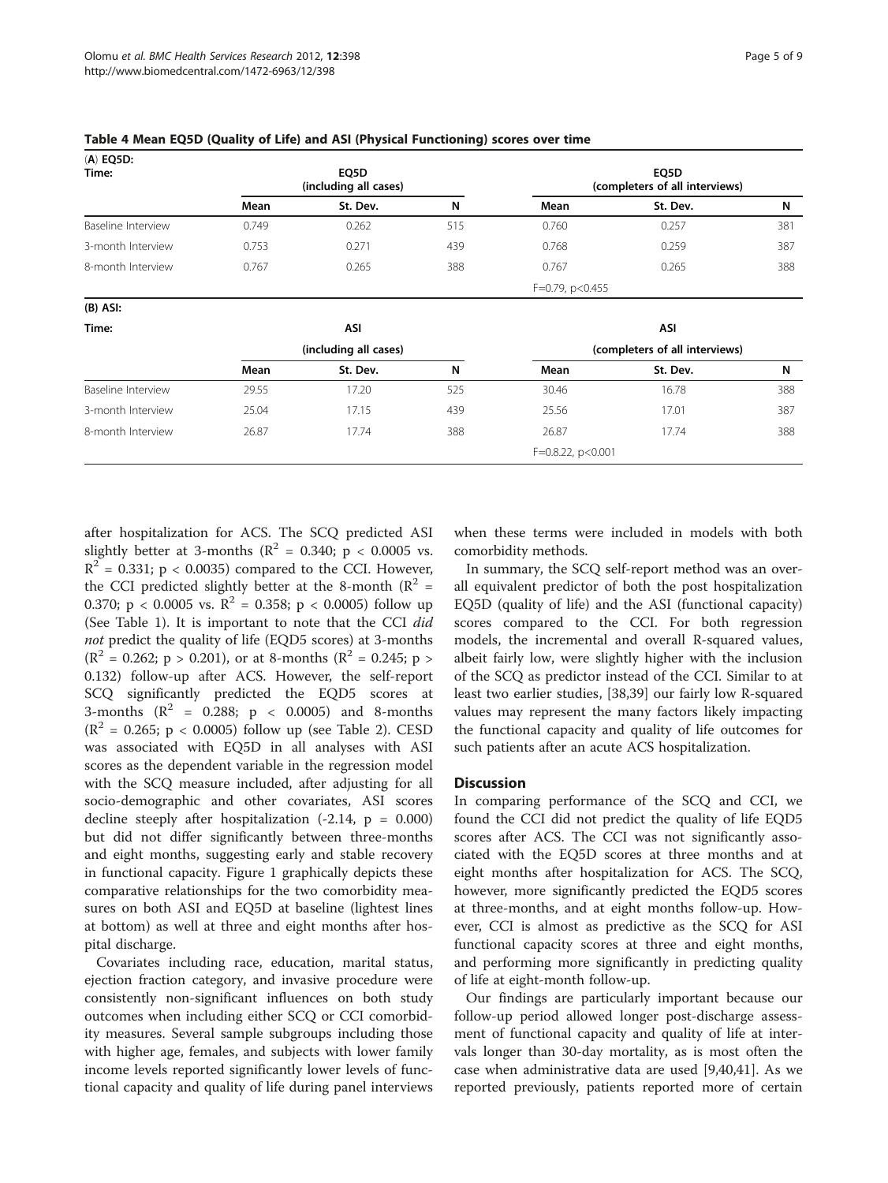**Table 4 Mean EQ5D (Quality of Life) and ASI (Physical Functioning) scores over time**

| (A) EQ5D: | | | | | | |
|---|---|---|---|---|---|---|
| Time: | EQ5D (including all cases) | | | EQ5D (completers of all interviews) | | |
| | Mean | St. Dev. | N | Mean | St. Dev. | N |
| Baseline Interview | 0.749 | 0.262 | 515 | 0.760 | 0.257 | 381 |
| 3-month Interview | 0.753 | 0.271 | 439 | 0.768 | 0.259 | 387 |
| 8-month Interview | 0.767 | 0.265 | 388 | 0.767 | 0.265 | 388 |
| | | | | F=0.79, p<0.455 | | |

| (B) ASI: | | | | | | |
|---|---|---|---|---|---|---|
| Time: | ASI (including all cases) | | | ASI (completers of all interviews) | | |
| | Mean | St. Dev. | N | Mean | St. Dev. | N |
| Baseline Interview | 29.55 | 17.20 | 525 | 30.46 | 16.78 | 388 |
| 3-month Interview | 25.04 | 17.15 | 439 | 25.56 | 17.01 | 387 |
| 8-month Interview | 26.87 | 17.74 | 388 | 26.87 | 17.74 | 388 |
| | | | | F=0.8.22, p<0.001 | | |

after hospitalization for ACS. The SCQ predicted ASI slightly better at 3-months ($R^2 = 0.340$; $p < 0.0005$ vs. $R^2 = 0.331$; $p < 0.0035$) compared to the CCI. However, the CCI predicted slightly better at the 8-month ($R^2 = 0.370$; $p < 0.0005$ vs. $R^2 = 0.358$; $p < 0.0005$) follow up (See Table 1). It is important to note that the CCI *did not* predict the quality of life (EQD5 scores) at 3-months ($R^2 = 0.262$; $p > 0.201$), or at 8-months ($R^2 = 0.245$; $p > 0.132$) follow-up after ACS. However, the self-report SCQ significantly predicted the EQD5 scores at 3-months ($R^2 = 0.288$; $p < 0.0005$) and 8-months ($R^2 = 0.265$; $p < 0.0005$) follow up (see Table 2). CESD was associated with EQ5D in all analyses with ASI scores as the dependent variable in the regression model with the SCQ measure included, after adjusting for all socio-demographic and other covariates, ASI scores decline steeply after hospitalization (-2.14, $p = 0.000$) but did not differ significantly between three-months and eight months, suggesting early and stable recovery in functional capacity. Figure 1 graphically depicts these comparative relationships for the two comorbidity measures on both ASI and EQ5D at baseline (lightest lines at bottom) as well at three and eight months after hospital discharge.

Covariates including race, education, marital status, ejection fraction category, and invasive procedure were consistently non-significant influences on both study outcomes when including either SCQ or CCI comorbidity measures. Several sample subgroups including those with higher age, females, and subjects with lower family income levels reported significantly lower levels of functional capacity and quality of life during panel interviews when these terms were included in models with both comorbidity methods.

In summary, the SCQ self-report method was an overall equivalent predictor of both the post hospitalization EQ5D (quality of life) and the ASI (functional capacity) scores compared to the CCI. For both regression models, the incremental and overall R-squared values, albeit fairly low, were slightly higher with the inclusion of the SCQ as predictor instead of the CCI. Similar to at least two earlier studies, [38,39] our fairly low R-squared values may represent the many factors likely impacting the functional capacity and quality of life outcomes for such patients after an acute ACS hospitalization.

## Discussion

In comparing performance of the SCQ and CCI, we found the CCI did not predict the quality of life EQD5 scores after ACS. The CCI was not significantly associated with the EQ5D scores at three months and at eight months after hospitalization for ACS. The SCQ, however, more significantly predicted the EQD5 scores at three-months, and at eight months follow-up. However, CCI is almost as predictive as the SCQ for ASI functional capacity scores at three and eight months, and performing more significantly in predicting quality of life at eight-month follow-up.

Our findings are particularly important because our follow-up period allowed longer post-discharge assessment of functional capacity and quality of life at intervals longer than 30-day mortality, as is most often the case when administrative data are used [9,40,41]. As we reported previously, patients reported more of certain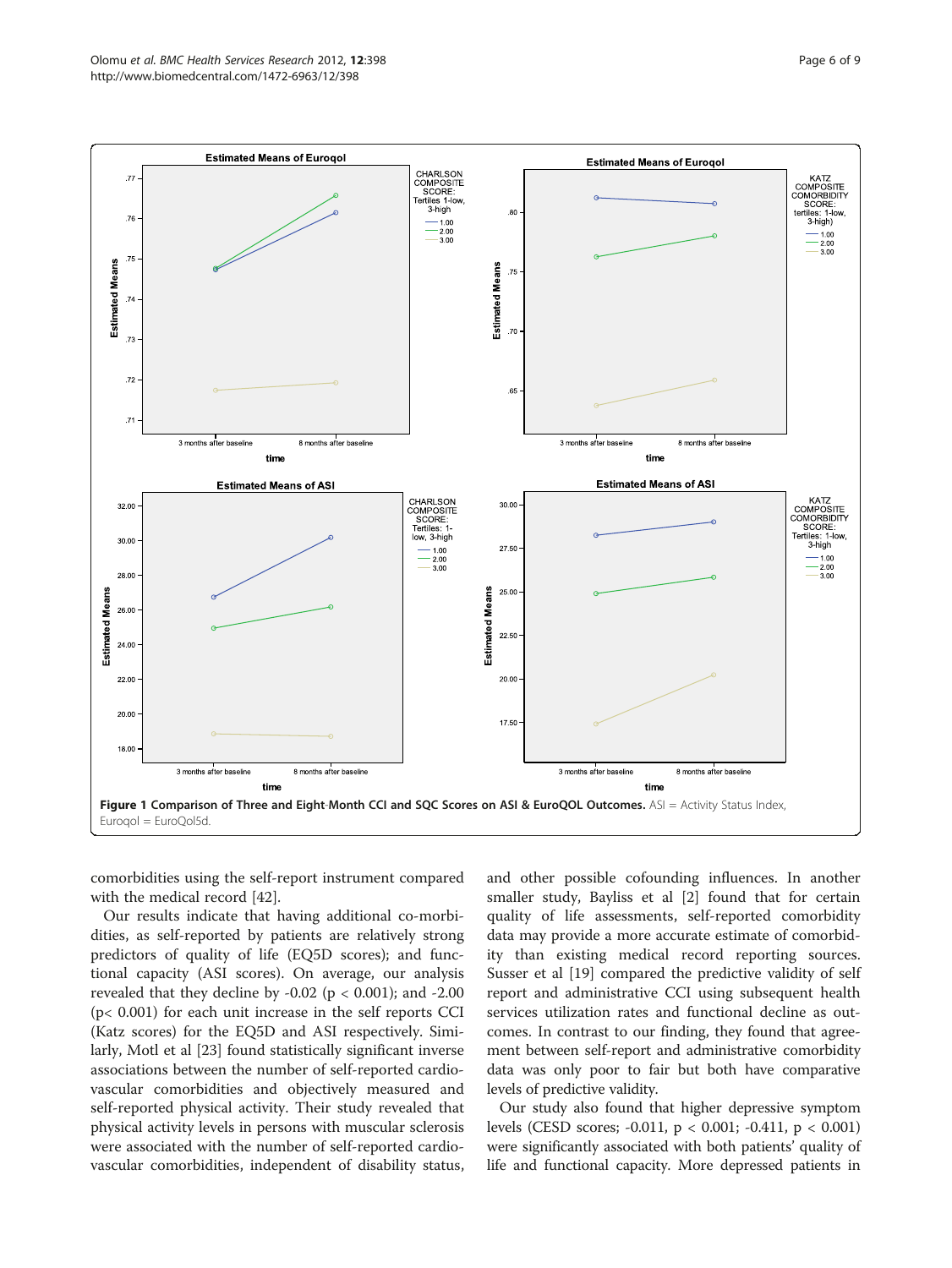**Figure 1 Comparison of Three and Eight-Month CCI and SQC Scores on ASI & EuroQOL Outcomes.** ASI = Activity Status Index, Euroqol = EuroQol5d.

comorbidities using the self-report instrument compared with the medical record [42].

Our results indicate that having additional co-morbidities, as self-reported by patients are relatively strong predictors of quality of life (EQ5D scores); and functional capacity (ASI scores). On average, our analysis revealed that they decline by -0.02 ($p < 0.001$); and -2.00 ($p < 0.001$) for each unit increase in the self reports CCI (Katz scores) for the EQ5D and ASI respectively. Similarly, Motl et al [23] found statistically significant inverse associations between the number of self-reported cardiovascular comorbidities and objectively measured and self-reported physical activity. Their study revealed that physical activity levels in persons with muscular sclerosis were associated with the number of self-reported cardiovascular comorbidities, independent of disability status, and other possible cofounding influences. In another smaller study, Bayliss et al [2] found that for certain quality of life assessments, self-reported comorbidity data may provide a more accurate estimate of comorbidity than existing medical record reporting sources. Susser et al [19] compared the predictive validity of self report and administrative CCI using subsequent health services utilization rates and functional decline as outcomes. In contrast to our finding, they found that agreement between self-report and administrative comorbidity data was only poor to fair but both have comparative levels of predictive validity.

Our study also found that higher depressive symptom levels (CESD scores; -0.011, $p < 0.001$; -0.411, $p < 0.001$) were significantly associated with both patients' quality of life and functional capacity. More depressed patients in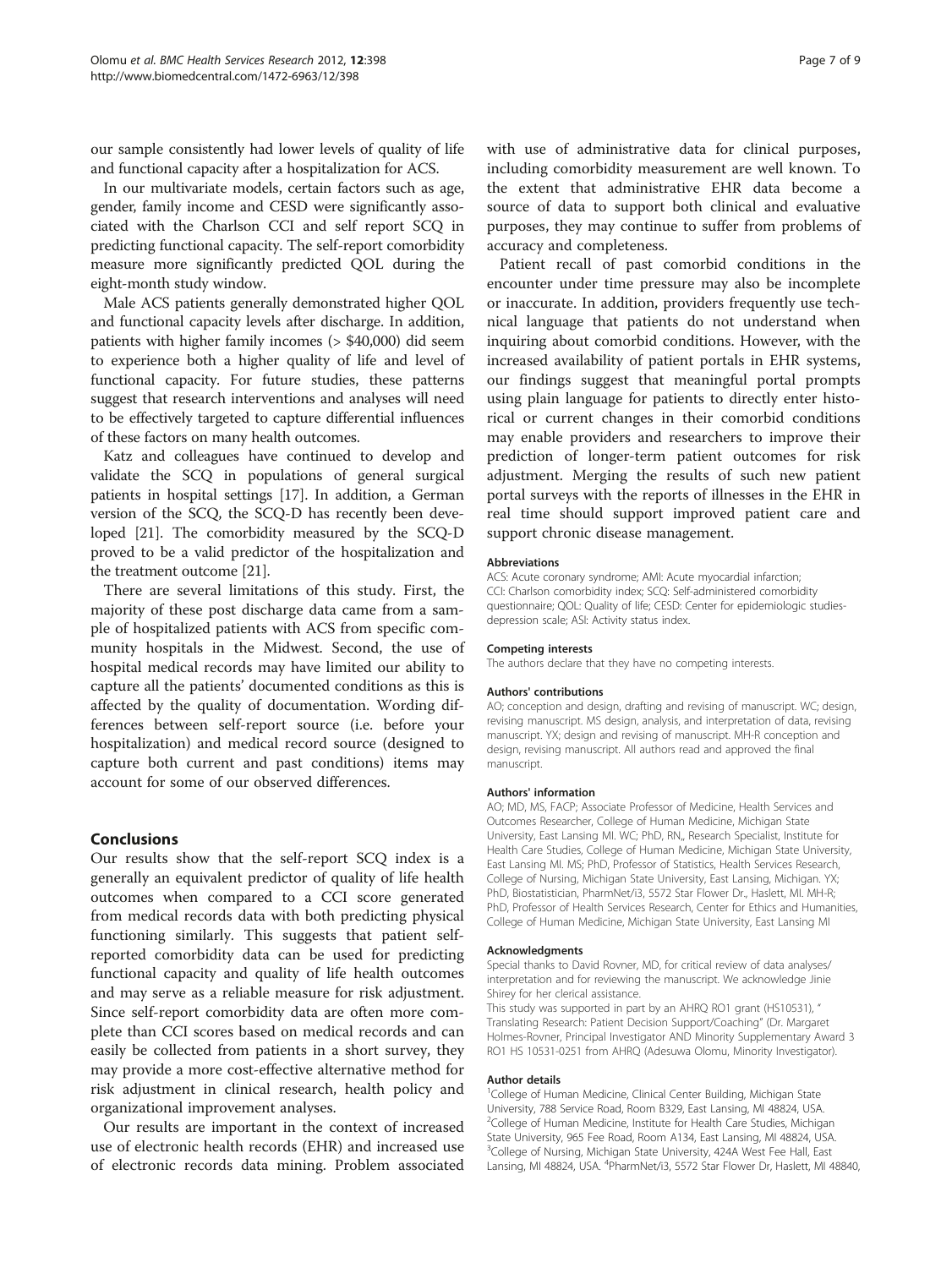our sample consistently had lower levels of quality of life and functional capacity after a hospitalization for ACS.

In our multivariate models, certain factors such as age, gender, family income and CESD were significantly associated with the Charlson CCI and self report SCQ in predicting functional capacity. The self-report comorbidity measure more significantly predicted QOL during the eight-month study window.

Male ACS patients generally demonstrated higher QOL and functional capacity levels after discharge. In addition, patients with higher family incomes (> $40,000) did seem to experience both a higher quality of life and level of functional capacity. For future studies, these patterns suggest that research interventions and analyses will need to be effectively targeted to capture differential influences of these factors on many health outcomes.

Katz and colleagues have continued to develop and validate the SCQ in populations of general surgical patients in hospital settings [17]. In addition, a German version of the SCQ, the SCQ-D has recently been developed [21]. The comorbidity measured by the SCQ-D proved to be a valid predictor of the hospitalization and the treatment outcome [21].

There are several limitations of this study. First, the majority of these post discharge data came from a sample of hospitalized patients with ACS from specific community hospitals in the Midwest. Second, the use of hospital medical records may have limited our ability to capture all the patients' documented conditions as this is affected by the quality of documentation. Wording differences between self-report source (i.e. before your hospitalization) and medical record source (designed to capture both current and past conditions) items may account for some of our observed differences.

## Conclusions

Our results show that the self-report SCQ index is a generally an equivalent predictor of quality of life health outcomes when compared to a CCI score generated from medical records data with both predicting physical functioning similarly. This suggests that patient self-reported comorbidity data can be used for predicting functional capacity and quality of life health outcomes and may serve as a reliable measure for risk adjustment. Since self-report comorbidity data are often more complete than CCI scores based on medical records and can easily be collected from patients in a short survey, they may provide a more cost-effective alternative method for risk adjustment in clinical research, health policy and organizational improvement analyses.

Our results are important in the context of increased use of electronic health records (EHR) and increased use of electronic records data mining. Problem associated with use of administrative data for clinical purposes, including comorbidity measurement are well known. To the extent that administrative EHR data become a source of data to support both clinical and evaluative purposes, they may continue to suffer from problems of accuracy and completeness.

Patient recall of past comorbid conditions in the encounter under time pressure may also be incomplete or inaccurate. In addition, providers frequently use technical language that patients do not understand when inquiring about comorbid conditions. However, with the increased availability of patient portals in EHR systems, our findings suggest that meaningful portal prompts using plain language for patients to directly enter historical or current changes in their comorbid conditions may enable providers and researchers to improve their prediction of longer-term patient outcomes for risk adjustment. Merging the results of such new patient portal surveys with the reports of illnesses in the EHR in real time should support improved patient care and support chronic disease management.

#### Abbreviations

ACS: Acute coronary syndrome; AMI: Acute myocardial infarction; CCI: Charlson comorbidity index; SCQ: Self-administered comorbidity questionnaire; QOL: Quality of life; CESD: Center for epidemiologic studies-depression scale; ASI: Activity status index.

#### Competing interests

The authors declare that they have no competing interests.

#### Authors' contributions

AO; conception and design, drafting and revising of manuscript. WC; design, revising manuscript. MS design, analysis, and interpretation of data, revising manuscript. YX; design and revising of manuscript. MH-R conception and design, revising manuscript. All authors read and approved the final manuscript.

#### Authors' information

AO; MD, MS, FACP; Associate Professor of Medicine, Health Services and Outcomes Researcher, College of Human Medicine, Michigan State University, East Lansing MI. WC; PhD, RN,, Research Specialist, Institute for Health Care Studies, College of Human Medicine, Michigan State University, East Lansing MI. MS; PhD, Professor of Statistics, Health Services Research, College of Nursing, Michigan State University, East Lansing, Michigan. YX; PhD, Biostatistician, PharmNet/i3, 5572 Star Flower Dr., Haslett, MI. MH-R; PhD, Professor of Health Services Research, Center for Ethics and Humanities, College of Human Medicine, Michigan State University, East Lansing MI

#### Acknowledgments

Special thanks to David Rovner, MD, for critical review of data analyses/ interpretation and for reviewing the manuscript. We acknowledge Jinie Shirey for her clerical assistance.

This study was supported in part by an AHRQ RO1 grant (HS10531), " Translating Research: Patient Decision Support/Coaching" (Dr. Margaret Holmes-Rovner, Principal Investigator AND Minority Supplementary Award 3 RO1 HS 10531-0251 from AHRQ (Adesuwa Olomu, Minority Investigator).

#### Author details

[1]College of Human Medicine, Clinical Center Building, Michigan State University, 788 Service Road, Room B329, East Lansing, MI 48824, USA. [2]College of Human Medicine, Institute for Health Care Studies, Michigan State University, 965 Fee Road, Room A134, East Lansing, MI 48824, USA. [3]College of Nursing, Michigan State University, 424A West Fee Hall, East Lansing, MI 48824, USA. [4]PharmNet/i3, 5572 Star Flower Dr, Haslett, MI 48840,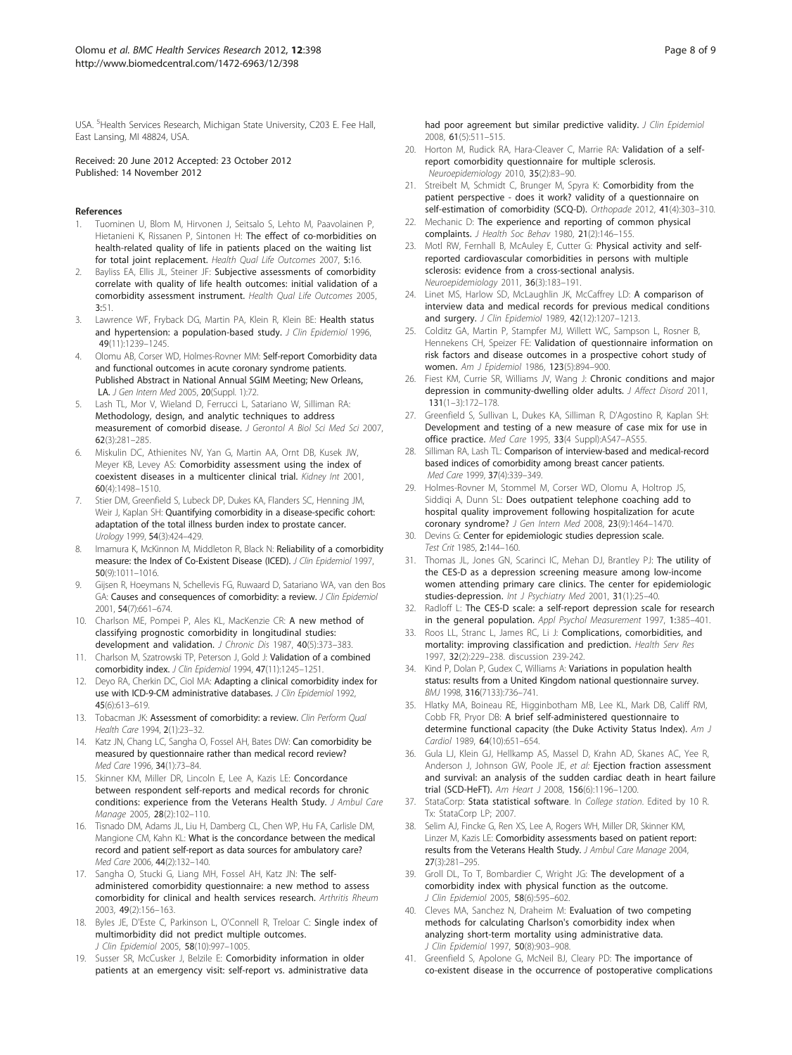USA. [5]Health Services Research, Michigan State University, C203 E. Fee Hall, East Lansing, MI 48824, USA.

Received: 20 June 2012 Accepted: 23 October 2012
Published: 14 November 2012

## References

1. Tuominen U, Blom M, Hirvonen J, Seitsalo S, Lehto M, Paavolainen P, Hietanieni K, Rissanen P, Sintonen H: **The effect of co-morbidities on health-related quality of life in patients placed on the waiting list for total joint replacement.** *Health Qual Life Outcomes* 2007, **5**:16.
2. Bayliss EA, Ellis JL, Steiner JF: **Subjective assessments of comorbidity correlate with quality of life health outcomes: initial validation of a comorbidity assessment instrument.** *Health Qual Life Outcomes* 2005, **3**:51.
3. Lawrence WF, Fryback DG, Martin PA, Klein R, Klein BE: **Health status and hypertension: a population-based study.** *J Clin Epidemiol* 1996, **49**(11):1239–1245.
4. Olomu AB, Corser WD, Holmes-Rovner MM: **Self-report Comorbidity data and functional outcomes in acute coronary syndrome patients. Published Abstract in National Annual SGIM Meeting; New Orleans, LA.** *J Gen Intern Med* 2005, **20**(Suppl. 1):72.
5. Lash TL, Mor V, Wieland D, Ferrucci L, Satariano W, Silliman RA: **Methodology, design, and analytic techniques to address measurement of comorbid disease.** *J Gerontol A Biol Sci Med Sci* 2007, **62**(3):281–285.
6. Miskulin DC, Athienites NV, Yan G, Martin AA, Ornt DB, Kusek JW, Meyer KB, Levey AS: **Comorbidity assessment using the index of coexistent diseases in a multicenter clinical trial.** *Kidney Int* 2001, **60**(4):1498–1510.
7. Stier DM, Greenfield S, Lubeck DP, Dukes KA, Flanders SC, Henning JM, Weir J, Kaplan SH: **Quantifying comorbidity in a disease-specific cohort: adaptation of the total illness burden index to prostate cancer.** *Urology* 1999, **54**(3):424–429.
8. Imamura K, McKinnon M, Middleton R, Black N: **Reliability of a comorbidity measure: the Index of Co-Existent Disease (ICED).** *J Clin Epidemiol* 1997, **50**(9):1011–1016.
9. Gijsen R, Hoeymans N, Schellevis FG, Ruwaard D, Satariano WA, van den Bos GA: **Causes and consequences of comorbidity: a review.** *J Clin Epidemiol* 2001, **54**(7):661–674.
10. Charlson ME, Pompei P, Ales KL, MacKenzie CR: **A new method of classifying prognostic comorbidity in longitudinal studies: development and validation.** *J Chronic Dis* 1987, **40**(5):373–383.
11. Charlson M, Szatrowski TP, Peterson J, Gold J: **Validation of a combined comorbidity index.** *J Clin Epidemiol* 1994, **47**(11):1245–1251.
12. Deyo RA, Cherkin DC, Ciol MA: **Adapting a clinical comorbidity index for use with ICD-9-CM administrative databases.** *J Clin Epidemiol* 1992, **45**(6):613–619.
13. Tobacman JK: **Assessment of comorbidity: a review.** *Clin Perform Qual Health Care* 1994, **2**(1):23–32.
14. Katz JN, Chang LC, Sangha O, Fossel AH, Bates DW: **Can comorbidity be measured by questionnaire rather than medical record review?** *Med Care* 1996, **34**(1):73–84.
15. Skinner KM, Miller DR, Lincoln E, Lee A, Kazis LE: **Concordance between respondent self-reports and medical records for chronic conditions: experience from the Veterans Health Study.** *J Ambul Care Manage* 2005, **28**(2):102–110.
16. Tisnado DM, Adams JL, Liu H, Damberg CL, Chen WP, Hu FA, Carlisle DM, Mangione CM, Kahn KL: **What is the concordance between the medical record and patient self-report as data sources for ambulatory care?** *Med Care* 2006, **44**(2):132–140.
17. Sangha O, Stucki G, Liang MH, Fossel AH, Katz JN: **The self-administered comorbidity questionnaire: a new method to assess comorbidity for clinical and health services research.** *Arthritis Rheum* 2003, **49**(2):156–163.
18. Byles JE, D'Este C, Parkinson L, O'Connell R, Treloar C: **Single index of multimorbidity did not predict multiple outcomes.** *J Clin Epidemiol* 2005, **58**(10):997–1005.
19. Susser SR, McCusker J, Belzile E: **Comorbidity information in older patients at an emergency visit: self-report vs. administrative data had poor agreement but similar predictive validity.** *J Clin Epidemiol* 2008, **61**(5):511–515.
20. Horton M, Rudick RA, Hara-Cleaver C, Marrie RA: **Validation of a self-report comorbidity questionnaire for multiple sclerosis.** *Neuroepidemiology* 2010, **35**(2):83–90.
21. Streibelt M, Schmidt C, Brunger M, Spyra K: **Comorbidity from the patient perspective - does it work? validity of a questionnaire on self-estimation of comorbidity (SCQ-D).** *Orthopade* 2012, **41**(4):303–310.
22. Mechanic D: **The experience and reporting of common physical complaints.** *J Health Soc Behav* 1980, **21**(2):146–155.
23. Motl RW, Fernhall B, McAuley E, Cutter G: **Physical activity and self-reported cardiovascular comorbidities in persons with multiple sclerosis: evidence from a cross-sectional analysis.** *Neuroepidemiology* 2011, **36**(3):183–191.
24. Linet MS, Harlow SD, McLaughlin JK, McCaffrey LD: **A comparison of interview data and medical records for previous medical conditions and surgery.** *J Clin Epidemiol* 1989, **42**(12):1207–1213.
25. Colditz GA, Martin P, Stampfer MJ, Willett WC, Sampson L, Rosner B, Hennekens CH, Speizer FE: **Validation of questionnaire information on risk factors and disease outcomes in a prospective cohort study of women.** *Am J Epidemiol* 1986, **123**(5):894–900.
26. Fiest KM, Currie SR, Williams JV, Wang J: **Chronic conditions and major depression in community-dwelling older adults.** *J Affect Disord* 2011, **131**(1–3):172–178.
27. Greenfield S, Sullivan L, Dukes KA, Silliman R, D'Agostino R, Kaplan SH: **Development and testing of a new measure of case mix for use in office practice.** *Med Care* 1995, **33**(4 Suppl):AS47–AS55.
28. Silliman RA, Lash TL: **Comparison of interview-based and medical-record based indices of comorbidity among breast cancer patients.** *Med Care* 1999, **37**(4):339–349.
29. Holmes-Rovner M, Stommel M, Corser WD, Olomu A, Holtrop JS, Siddiqi A, Dunn SL: **Does outpatient telephone coaching add to hospital quality improvement following hospitalization for acute coronary syndrome?** *J Gen Intern Med* 2008, **23**(9):1464–1470.
30. Devins G: **Center for epidemiologic studies depression scale.** *Test Crit* 1985, **2**:144–160.
31. Thomas JL, Jones GN, Scarinci IC, Mehan DJ, Brantley PJ: **The utility of the CES-D as a depression screening measure among low-income women attending primary care clinics. The center for epidemiologic studies-depression.** *Int J Psychiatry Med* 2001, **31**(1):25–40.
32. Radloff L: **The CES-D scale: a self-report depression scale for research in the general population.** *Appl Psychol Measurement* 1997, **1**:385–401.
33. Roos LL, Stranc L, James RC, Li J: **Complications, comorbidities, and mortality: improving classification and prediction.** *Health Serv Res* 1997, **32**(2):229–238. discussion 239-242.
34. Kind P, Dolan P, Gudex C, Williams A: **Variations in population health status: results from a United Kingdom national questionnaire survey.** *BMJ* 1998, **316**(7133):736–741.
35. Hlatky MA, Boineau RE, Higginbotham MB, Lee KL, Mark DB, Califf RM, Cobb FR, Pryor DB: **A brief self-administered questionnaire to determine functional capacity (the Duke Activity Status Index).** *Am J Cardiol* 1989, **64**(10):651–654.
36. Gula LJ, Klein GJ, Hellkamp AS, Massel D, Krahn AD, Skanes AC, Yee R, Anderson J, Johnson GW, Poole JE, *et al*: **Ejection fraction assessment and survival: an analysis of the sudden cardiac death in heart failure trial (SCD-HeFT).** *Am Heart J* 2008, **156**(6):1196–1200.
37. StataCorp: **Stata statistical software**. In *College station*. Edited by 10 R. Tx: StataCorp LP; 2007.
38. Selim AJ, Fincke G, Ren XS, Lee A, Rogers WH, Miller DR, Skinner KM, Linzer M, Kazis LE: **Comorbidity assessments based on patient report: results from the Veterans Health Study.** *J Ambul Care Manage* 2004, **27**(3):281–295.
39. Groll DL, To T, Bombardier C, Wright JG: **The development of a comorbidity index with physical function as the outcome.** *J Clin Epidemiol* 2005, **58**(6):595–602.
40. Cleves MA, Sanchez N, Draheim M: **Evaluation of two competing methods for calculating Charlson's comorbidity index when analyzing short-term mortality using administrative data.** *J Clin Epidemiol* 1997, **50**(8):903–908.
41. Greenfield S, Apolone G, McNeil BJ, Cleary PD: **The importance of co-existent disease in the occurrence of postoperative complications**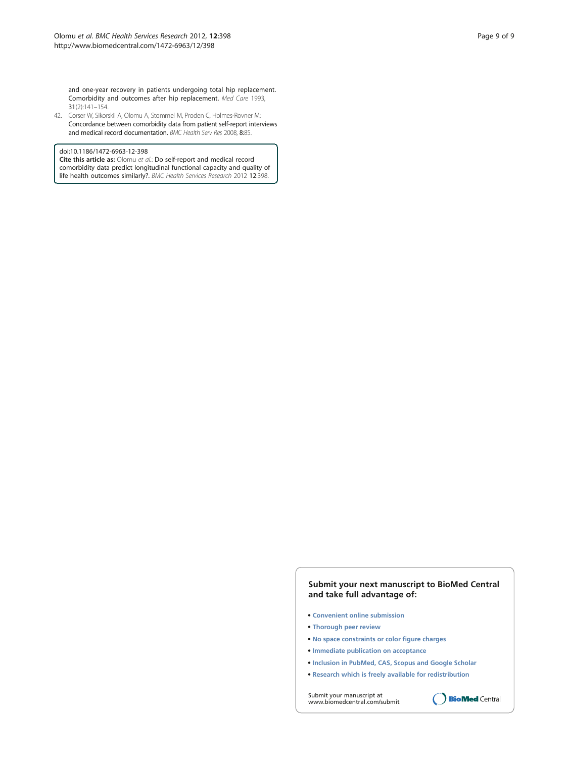and one-year recovery in patients undergoing total hip replacement. Comorbidity and outcomes after hip replacement. *Med Care* 1993, **31**(2):141–154.

42. Corser W, Sikorskii A, Olomu A, Stommel M, Proden C, Holmes-Rovner M: Concordance between comorbidity data from patient self-report interviews and medical record documentation. *BMC Health Serv Res* 2008, **8**:85.

doi:10.1186/1472-6963-12-398

**Cite this article as:** Olomu *et al.*: Do self-report and medical record comorbidity data predict longitudinal functional capacity and quality of life health outcomes similarly?. *BMC Health Services Research* 2012 **12**:398.

**Submit your next manuscript to BioMed Central and take full advantage of:**

- **Convenient online submission**
- **Thorough peer review**
- **No space constraints or color figure charges**
- **Immediate publication on acceptance**
- **Inclusion in PubMed, CAS, Scopus and Google Scholar**
- **Research which is freely available for redistribution**

Submit your manuscript at
www.biomedcentral.com/submit

BioMed Central